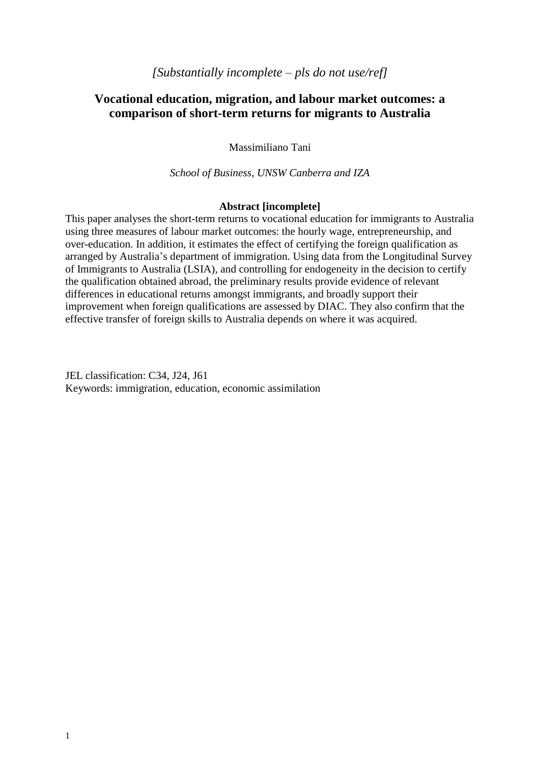*[Substantially incomplete – pls do not use/ref]*

# Vocational education, migration, and labour market outcomes: a comparison of short-term returns for migrants to Australia

Massimiliano Tani

*School of Business, UNSW Canberra and IZA*

**Abstract [incomplete]**

This paper analyses the short-term returns to vocational education for immigrants to Australia using three measures of labour market outcomes: the hourly wage, entrepreneurship, and over-education. In addition, it estimates the effect of certifying the foreign qualification as arranged by Australia's department of immigration. Using data from the Longitudinal Survey of Immigrants to Australia (LSIA), and controlling for endogeneity in the decision to certify the qualification obtained abroad, the preliminary results provide evidence of relevant differences in educational returns amongst immigrants, and broadly support their improvement when foreign qualifications are assessed by DIAC. They also confirm that the effective transfer of foreign skills to Australia depends on where it was acquired.

JEL classification: C34, J24, J61
Keywords: immigration, education, economic assimilation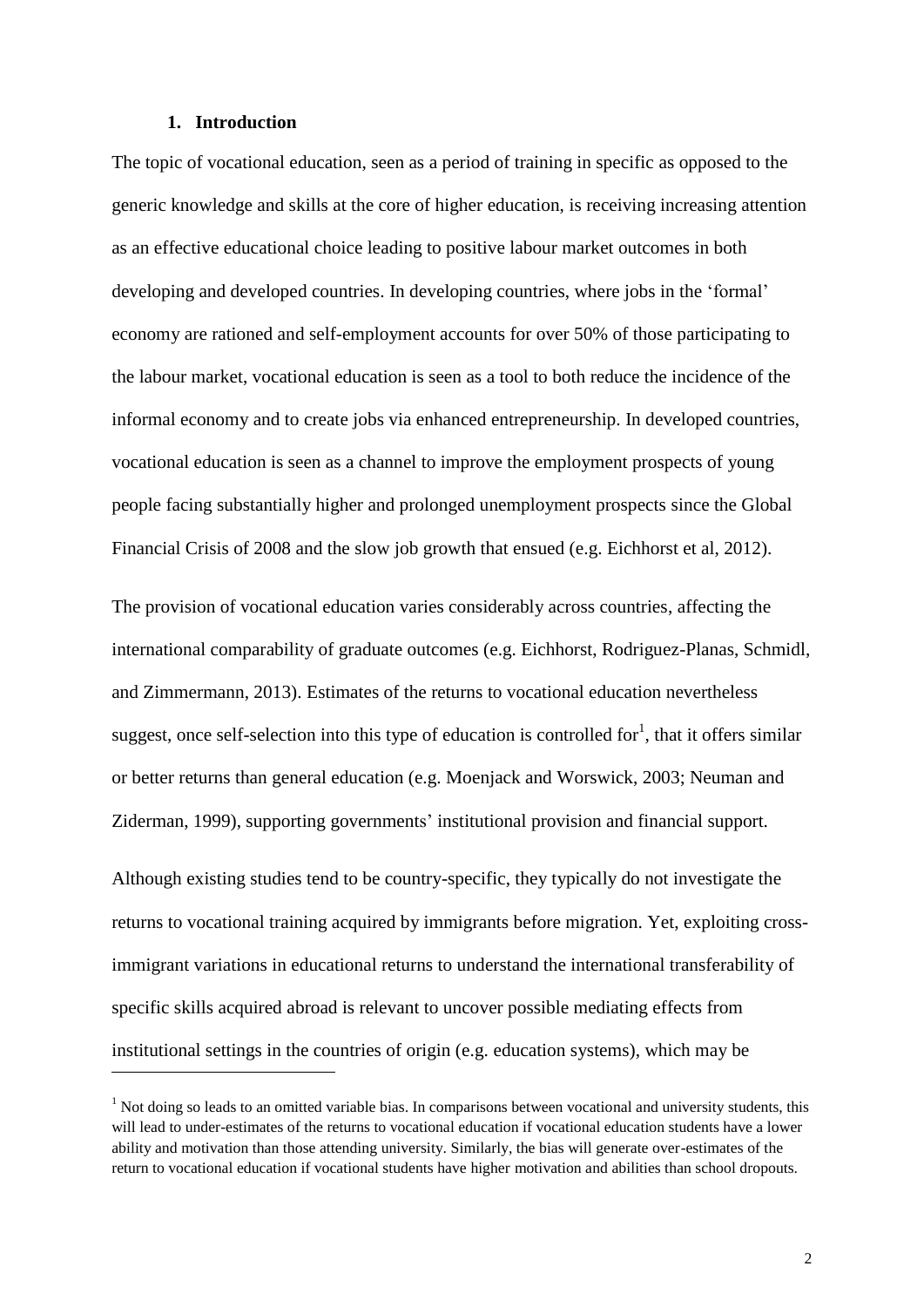## 1. Introduction

The topic of vocational education, seen as a period of training in specific as opposed to the generic knowledge and skills at the core of higher education, is receiving increasing attention as an effective educational choice leading to positive labour market outcomes in both developing and developed countries. In developing countries, where jobs in the 'formal' economy are rationed and self-employment accounts for over 50% of those participating to the labour market, vocational education is seen as a tool to both reduce the incidence of the informal economy and to create jobs via enhanced entrepreneurship. In developed countries, vocational education is seen as a channel to improve the employment prospects of young people facing substantially higher and prolonged unemployment prospects since the Global Financial Crisis of 2008 and the slow job growth that ensued (e.g. Eichhorst et al, 2012).

The provision of vocational education varies considerably across countries, affecting the international comparability of graduate outcomes (e.g. Eichhorst, Rodriguez-Planas, Schmidl, and Zimmermann, 2013). Estimates of the returns to vocational education nevertheless suggest, once self-selection into this type of education is controlled for[1], that it offers similar or better returns than general education (e.g. Moenjack and Worswick, 2003; Neuman and Ziderman, 1999), supporting governments' institutional provision and financial support.

Although existing studies tend to be country-specific, they typically do not investigate the returns to vocational training acquired by immigrants before migration. Yet, exploiting cross-immigrant variations in educational returns to understand the international transferability of specific skills acquired abroad is relevant to uncover possible mediating effects from institutional settings in the countries of origin (e.g. education systems), which may be

[1] Not doing so leads to an omitted variable bias. In comparisons between vocational and university students, this will lead to under-estimates of the returns to vocational education if vocational education students have a lower ability and motivation than those attending university. Similarly, the bias will generate over-estimates of the return to vocational education if vocational students have higher motivation and abilities than school dropouts.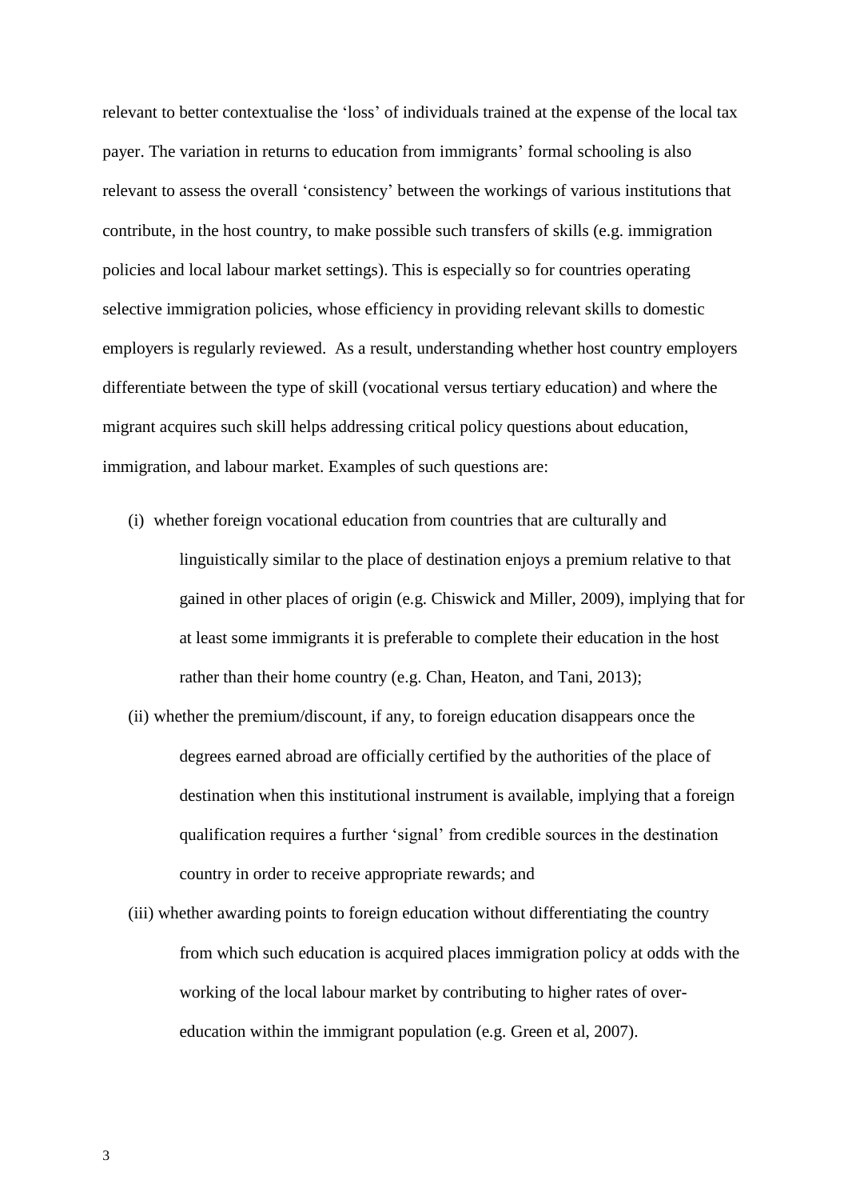relevant to better contextualise the 'loss' of individuals trained at the expense of the local tax payer. The variation in returns to education from immigrants' formal schooling is also relevant to assess the overall 'consistency' between the workings of various institutions that contribute, in the host country, to make possible such transfers of skills (e.g. immigration policies and local labour market settings). This is especially so for countries operating selective immigration policies, whose efficiency in providing relevant skills to domestic employers is regularly reviewed. As a result, understanding whether host country employers differentiate between the type of skill (vocational versus tertiary education) and where the migrant acquires such skill helps addressing critical policy questions about education, immigration, and labour market. Examples of such questions are:

(i) whether foreign vocational education from countries that are culturally and linguistically similar to the place of destination enjoys a premium relative to that gained in other places of origin (e.g. Chiswick and Miller, 2009), implying that for at least some immigrants it is preferable to complete their education in the host rather than their home country (e.g. Chan, Heaton, and Tani, 2013);

(ii) whether the premium/discount, if any, to foreign education disappears once the degrees earned abroad are officially certified by the authorities of the place of destination when this institutional instrument is available, implying that a foreign qualification requires a further 'signal' from credible sources in the destination country in order to receive appropriate rewards; and

(iii) whether awarding points to foreign education without differentiating the country from which such education is acquired places immigration policy at odds with the working of the local labour market by contributing to higher rates of over-education within the immigrant population (e.g. Green et al, 2007).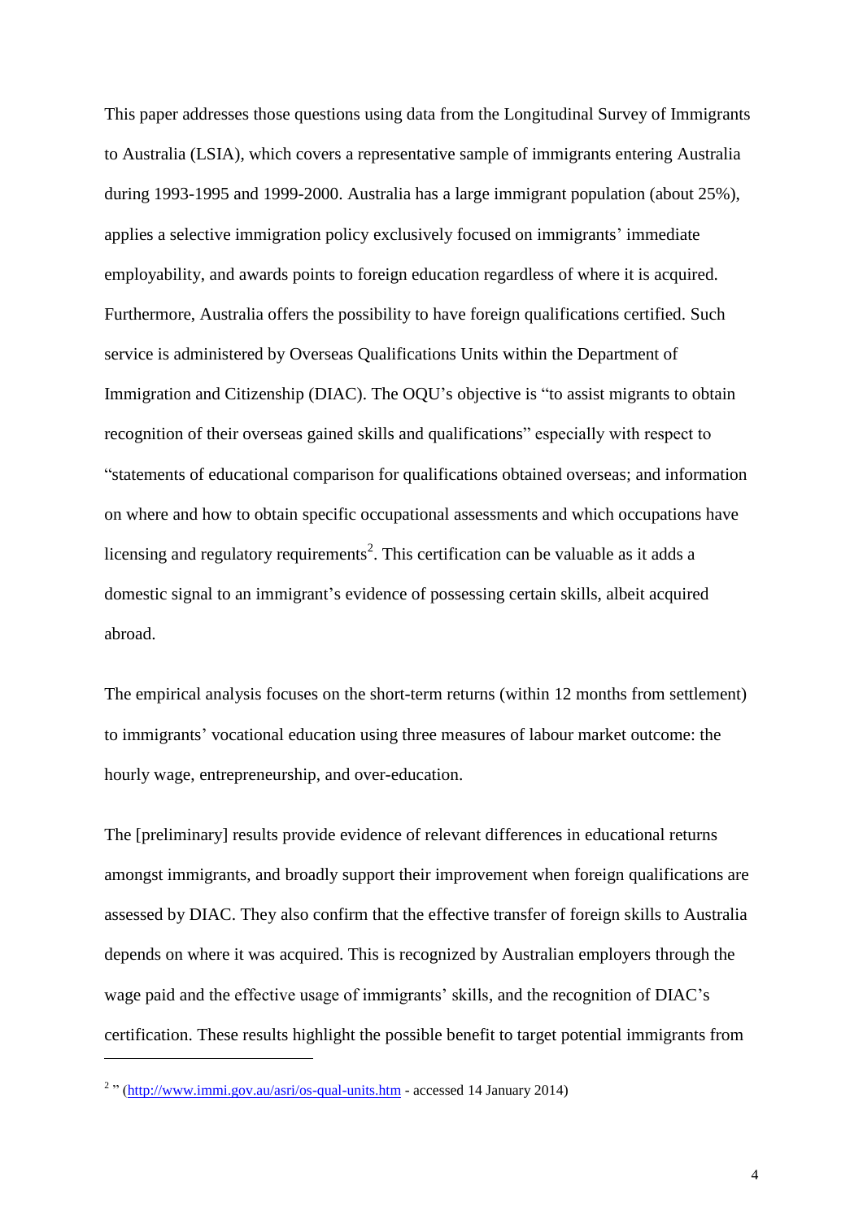This paper addresses those questions using data from the Longitudinal Survey of Immigrants to Australia (LSIA), which covers a representative sample of immigrants entering Australia during 1993-1995 and 1999-2000. Australia has a large immigrant population (about 25%), applies a selective immigration policy exclusively focused on immigrants' immediate employability, and awards points to foreign education regardless of where it is acquired. Furthermore, Australia offers the possibility to have foreign qualifications certified. Such service is administered by Overseas Qualifications Units within the Department of Immigration and Citizenship (DIAC). The OQU's objective is "to assist migrants to obtain recognition of their overseas gained skills and qualifications" especially with respect to "statements of educational comparison for qualifications obtained overseas; and information on where and how to obtain specific occupational assessments and which occupations have licensing and regulatory requirements[2]. This certification can be valuable as it adds a domestic signal to an immigrant's evidence of possessing certain skills, albeit acquired abroad.

The empirical analysis focuses on the short-term returns (within 12 months from settlement) to immigrants' vocational education using three measures of labour market outcome: the hourly wage, entrepreneurship, and over-education.

The [preliminary] results provide evidence of relevant differences in educational returns amongst immigrants, and broadly support their improvement when foreign qualifications are assessed by DIAC. They also confirm that the effective transfer of foreign skills to Australia depends on where it was acquired. This is recognized by Australian employers through the wage paid and the effective usage of immigrants' skills, and the recognition of DIAC's certification. These results highlight the possible benefit to target potential immigrants from

[2] " (http://www.immi.gov.au/asri/os-qual-units.htm - accessed 14 January 2014)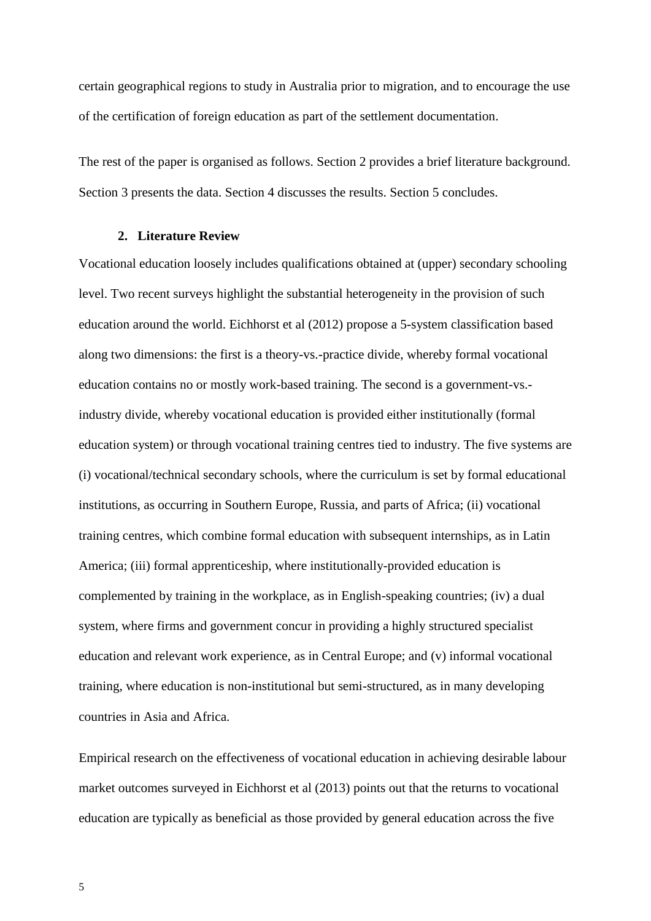certain geographical regions to study in Australia prior to migration, and to encourage the use of the certification of foreign education as part of the settlement documentation.

The rest of the paper is organised as follows. Section 2 provides a brief literature background. Section 3 presents the data. Section 4 discusses the results. Section 5 concludes.

## 2. Literature Review

Vocational education loosely includes qualifications obtained at (upper) secondary schooling level. Two recent surveys highlight the substantial heterogeneity in the provision of such education around the world. Eichhorst et al (2012) propose a 5-system classification based along two dimensions: the first is a theory-vs.-practice divide, whereby formal vocational education contains no or mostly work-based training. The second is a government-vs.-industry divide, whereby vocational education is provided either institutionally (formal education system) or through vocational training centres tied to industry. The five systems are (i) vocational/technical secondary schools, where the curriculum is set by formal educational institutions, as occurring in Southern Europe, Russia, and parts of Africa; (ii) vocational training centres, which combine formal education with subsequent internships, as in Latin America; (iii) formal apprenticeship, where institutionally-provided education is complemented by training in the workplace, as in English-speaking countries; (iv) a dual system, where firms and government concur in providing a highly structured specialist education and relevant work experience, as in Central Europe; and (v) informal vocational training, where education is non-institutional but semi-structured, as in many developing countries in Asia and Africa.

Empirical research on the effectiveness of vocational education in achieving desirable labour market outcomes surveyed in Eichhorst et al (2013) points out that the returns to vocational education are typically as beneficial as those provided by general education across the five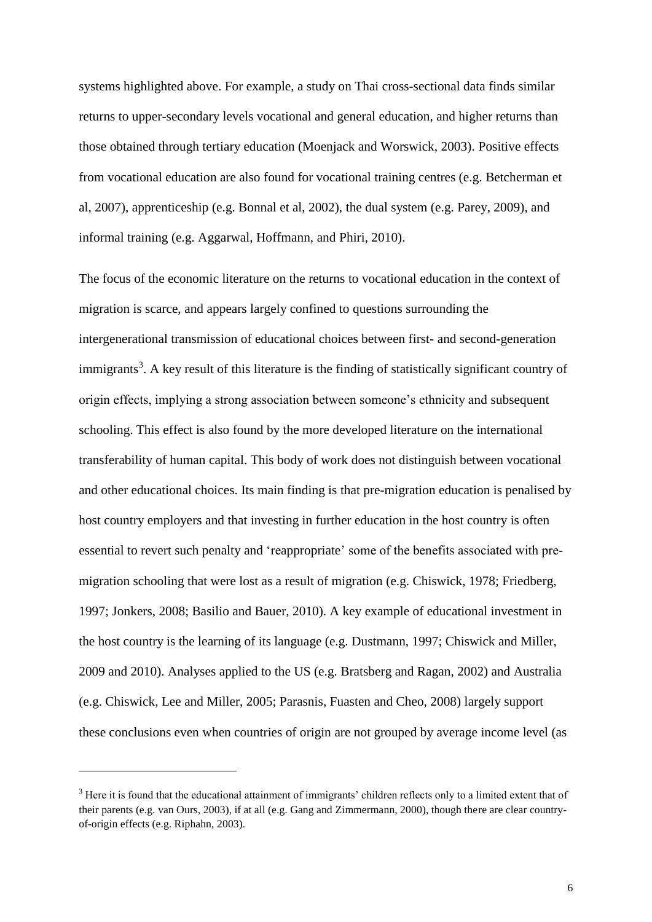systems highlighted above. For example, a study on Thai cross-sectional data finds similar returns to upper-secondary levels vocational and general education, and higher returns than those obtained through tertiary education (Moenjack and Worswick, 2003). Positive effects from vocational education are also found for vocational training centres (e.g. Betcherman et al, 2007), apprenticeship (e.g. Bonnal et al, 2002), the dual system (e.g. Parey, 2009), and informal training (e.g. Aggarwal, Hoffmann, and Phiri, 2010).

The focus of the economic literature on the returns to vocational education in the context of migration is scarce, and appears largely confined to questions surrounding the intergenerational transmission of educational choices between first- and second-generation immigrants[3]. A key result of this literature is the finding of statistically significant country of origin effects, implying a strong association between someone's ethnicity and subsequent schooling. This effect is also found by the more developed literature on the international transferability of human capital. This body of work does not distinguish between vocational and other educational choices. Its main finding is that pre-migration education is penalised by host country employers and that investing in further education in the host country is often essential to revert such penalty and 'reappropriate' some of the benefits associated with pre-migration schooling that were lost as a result of migration (e.g. Chiswick, 1978; Friedberg, 1997; Jonkers, 2008; Basilio and Bauer, 2010). A key example of educational investment in the host country is the learning of its language (e.g. Dustmann, 1997; Chiswick and Miller, 2009 and 2010). Analyses applied to the US (e.g. Bratsberg and Ragan, 2002) and Australia (e.g. Chiswick, Lee and Miller, 2005; Parasnis, Fuasten and Cheo, 2008) largely support these conclusions even when countries of origin are not grouped by average income level (as

[3] Here it is found that the educational attainment of immigrants' children reflects only to a limited extent that of their parents (e.g. van Ours, 2003), if at all (e.g. Gang and Zimmermann, 2000), though there are clear country-of-origin effects (e.g. Riphahn, 2003).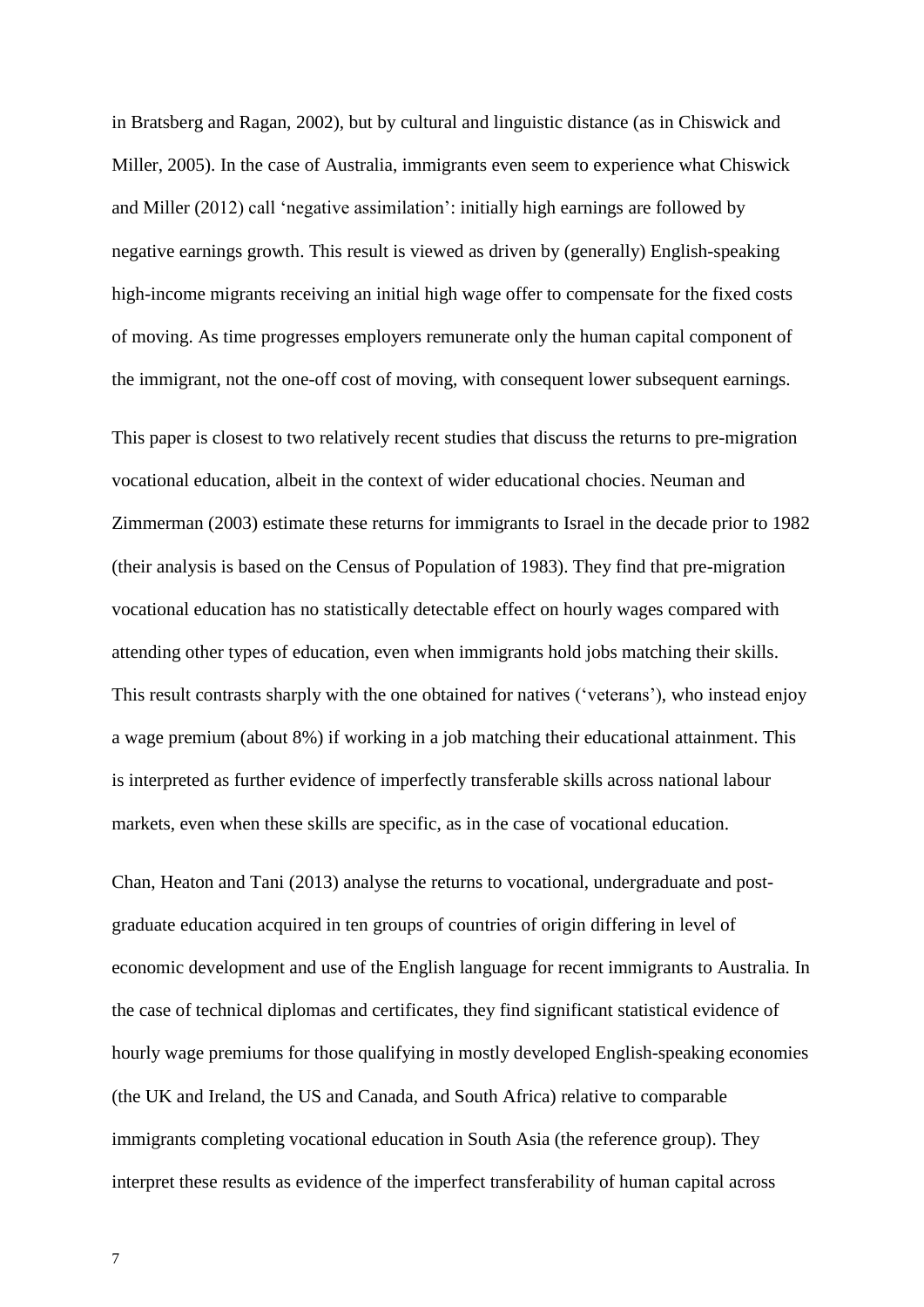in Bratsberg and Ragan, 2002), but by cultural and linguistic distance (as in Chiswick and Miller, 2005). In the case of Australia, immigrants even seem to experience what Chiswick and Miller (2012) call 'negative assimilation': initially high earnings are followed by negative earnings growth. This result is viewed as driven by (generally) English-speaking high-income migrants receiving an initial high wage offer to compensate for the fixed costs of moving. As time progresses employers remunerate only the human capital component of the immigrant, not the one-off cost of moving, with consequent lower subsequent earnings.

This paper is closest to two relatively recent studies that discuss the returns to pre-migration vocational education, albeit in the context of wider educational chocies. Neuman and Zimmerman (2003) estimate these returns for immigrants to Israel in the decade prior to 1982 (their analysis is based on the Census of Population of 1983). They find that pre-migration vocational education has no statistically detectable effect on hourly wages compared with attending other types of education, even when immigrants hold jobs matching their skills. This result contrasts sharply with the one obtained for natives ('veterans'), who instead enjoy a wage premium (about 8%) if working in a job matching their educational attainment. This is interpreted as further evidence of imperfectly transferable skills across national labour markets, even when these skills are specific, as in the case of vocational education.

Chan, Heaton and Tani (2013) analyse the returns to vocational, undergraduate and post-graduate education acquired in ten groups of countries of origin differing in level of economic development and use of the English language for recent immigrants to Australia. In the case of technical diplomas and certificates, they find significant statistical evidence of hourly wage premiums for those qualifying in mostly developed English-speaking economies (the UK and Ireland, the US and Canada, and South Africa) relative to comparable immigrants completing vocational education in South Asia (the reference group). They interpret these results as evidence of the imperfect transferability of human capital across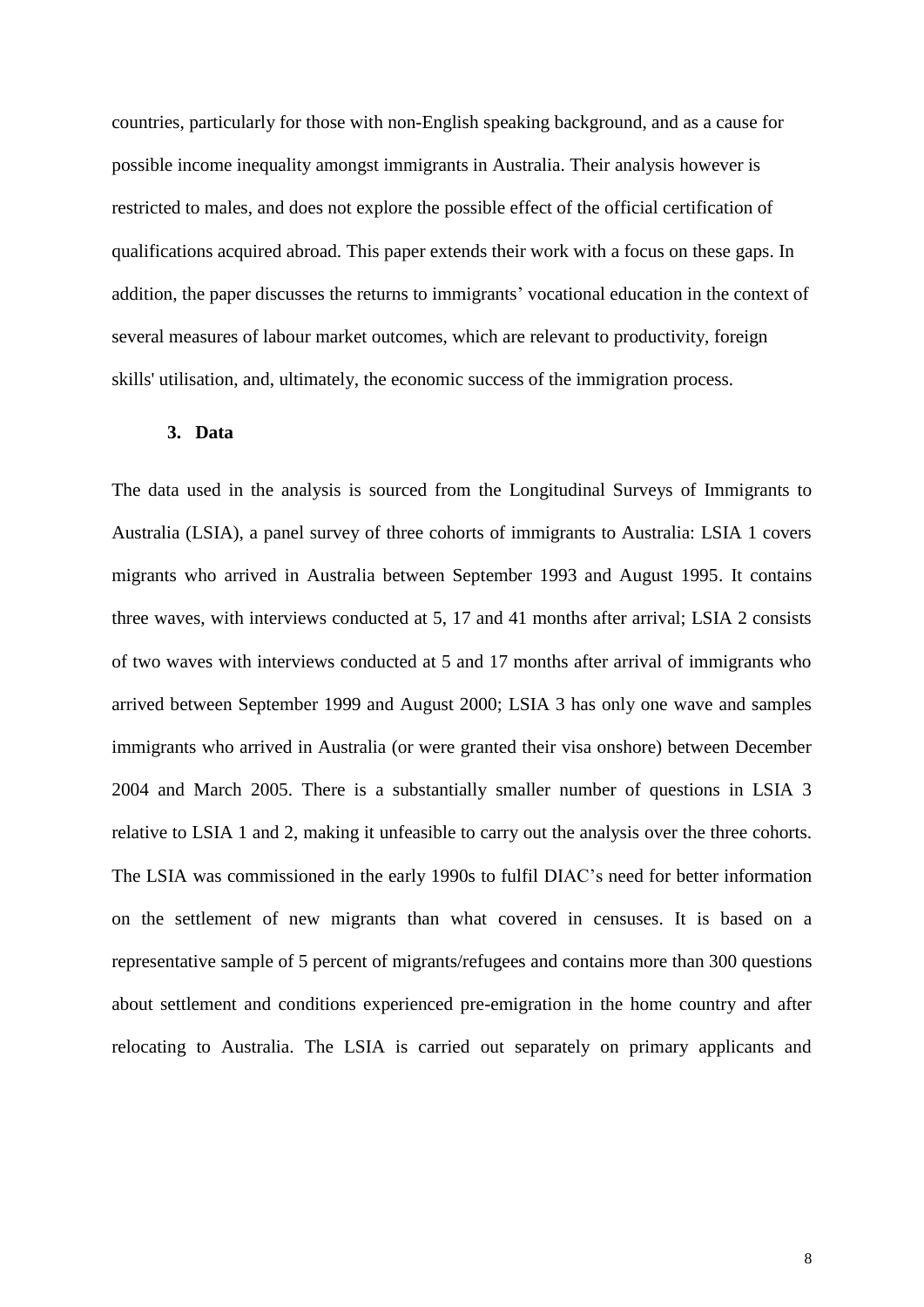countries, particularly for those with non-English speaking background, and as a cause for possible income inequality amongst immigrants in Australia. Their analysis however is restricted to males, and does not explore the possible effect of the official certification of qualifications acquired abroad. This paper extends their work with a focus on these gaps. In addition, the paper discusses the returns to immigrants' vocational education in the context of several measures of labour market outcomes, which are relevant to productivity, foreign skills' utilisation, and, ultimately, the economic success of the immigration process.

## 3. Data

The data used in the analysis is sourced from the Longitudinal Surveys of Immigrants to Australia (LSIA), a panel survey of three cohorts of immigrants to Australia: LSIA 1 covers migrants who arrived in Australia between September 1993 and August 1995. It contains three waves, with interviews conducted at 5, 17 and 41 months after arrival; LSIA 2 consists of two waves with interviews conducted at 5 and 17 months after arrival of immigrants who arrived between September 1999 and August 2000; LSIA 3 has only one wave and samples immigrants who arrived in Australia (or were granted their visa onshore) between December 2004 and March 2005. There is a substantially smaller number of questions in LSIA 3 relative to LSIA 1 and 2, making it unfeasible to carry out the analysis over the three cohorts. The LSIA was commissioned in the early 1990s to fulfil DIAC's need for better information on the settlement of new migrants than what covered in censuses. It is based on a representative sample of 5 percent of migrants/refugees and contains more than 300 questions about settlement and conditions experienced pre-emigration in the home country and after relocating to Australia. The LSIA is carried out separately on primary applicants and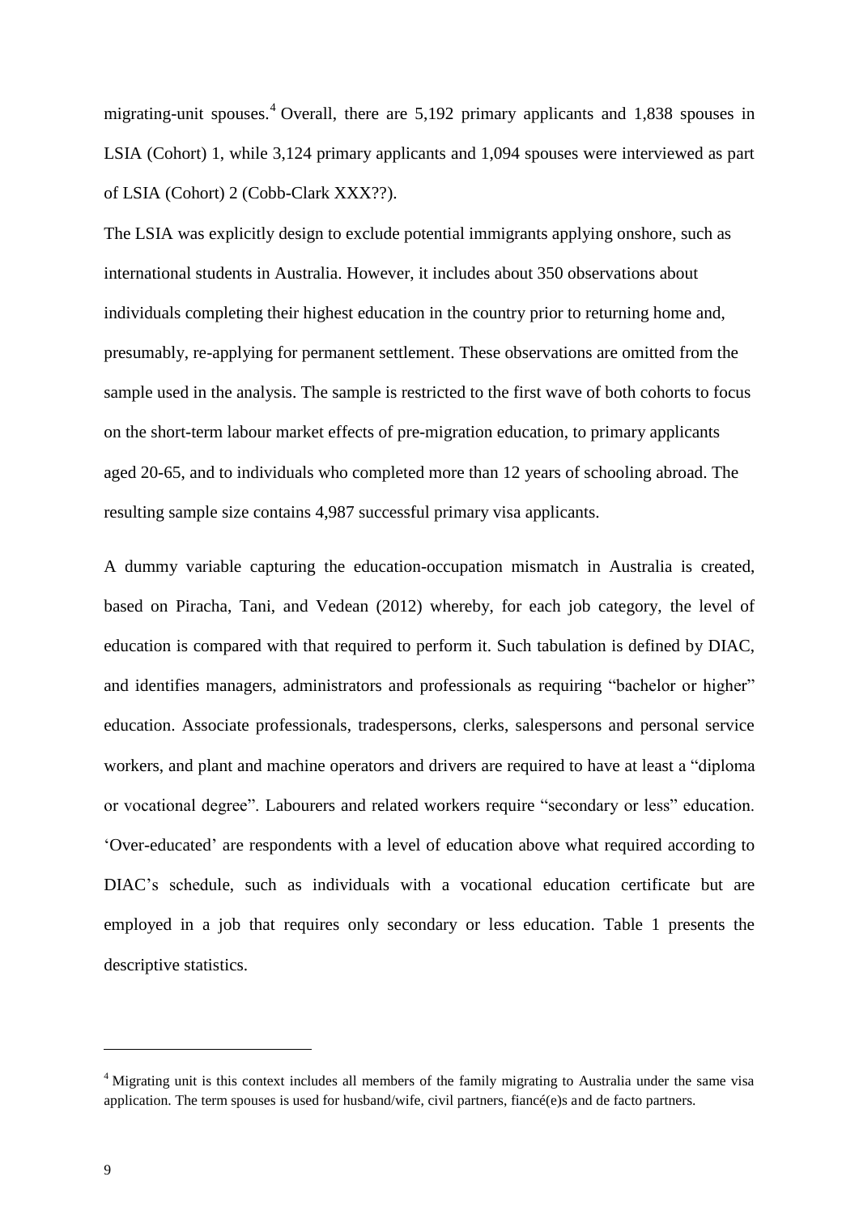migrating-unit spouses.[4] Overall, there are 5,192 primary applicants and 1,838 spouses in LSIA (Cohort) 1, while 3,124 primary applicants and 1,094 spouses were interviewed as part of LSIA (Cohort) 2 (Cobb-Clark XXX??).

The LSIA was explicitly design to exclude potential immigrants applying onshore, such as international students in Australia. However, it includes about 350 observations about individuals completing their highest education in the country prior to returning home and, presumably, re-applying for permanent settlement. These observations are omitted from the sample used in the analysis. The sample is restricted to the first wave of both cohorts to focus on the short-term labour market effects of pre-migration education, to primary applicants aged 20-65, and to individuals who completed more than 12 years of schooling abroad. The resulting sample size contains 4,987 successful primary visa applicants.

A dummy variable capturing the education-occupation mismatch in Australia is created, based on Piracha, Tani, and Vedean (2012) whereby, for each job category, the level of education is compared with that required to perform it. Such tabulation is defined by DIAC, and identifies managers, administrators and professionals as requiring "bachelor or higher" education. Associate professionals, tradespersons, clerks, salespersons and personal service workers, and plant and machine operators and drivers are required to have at least a "diploma or vocational degree". Labourers and related workers require "secondary or less" education. 'Over-educated' are respondents with a level of education above what required according to DIAC's schedule, such as individuals with a vocational education certificate but are employed in a job that requires only secondary or less education. Table 1 presents the descriptive statistics.

---

[4] Migrating unit is this context includes all members of the family migrating to Australia under the same visa application. The term spouses is used for husband/wife, civil partners, fiancé(e)s and de facto partners.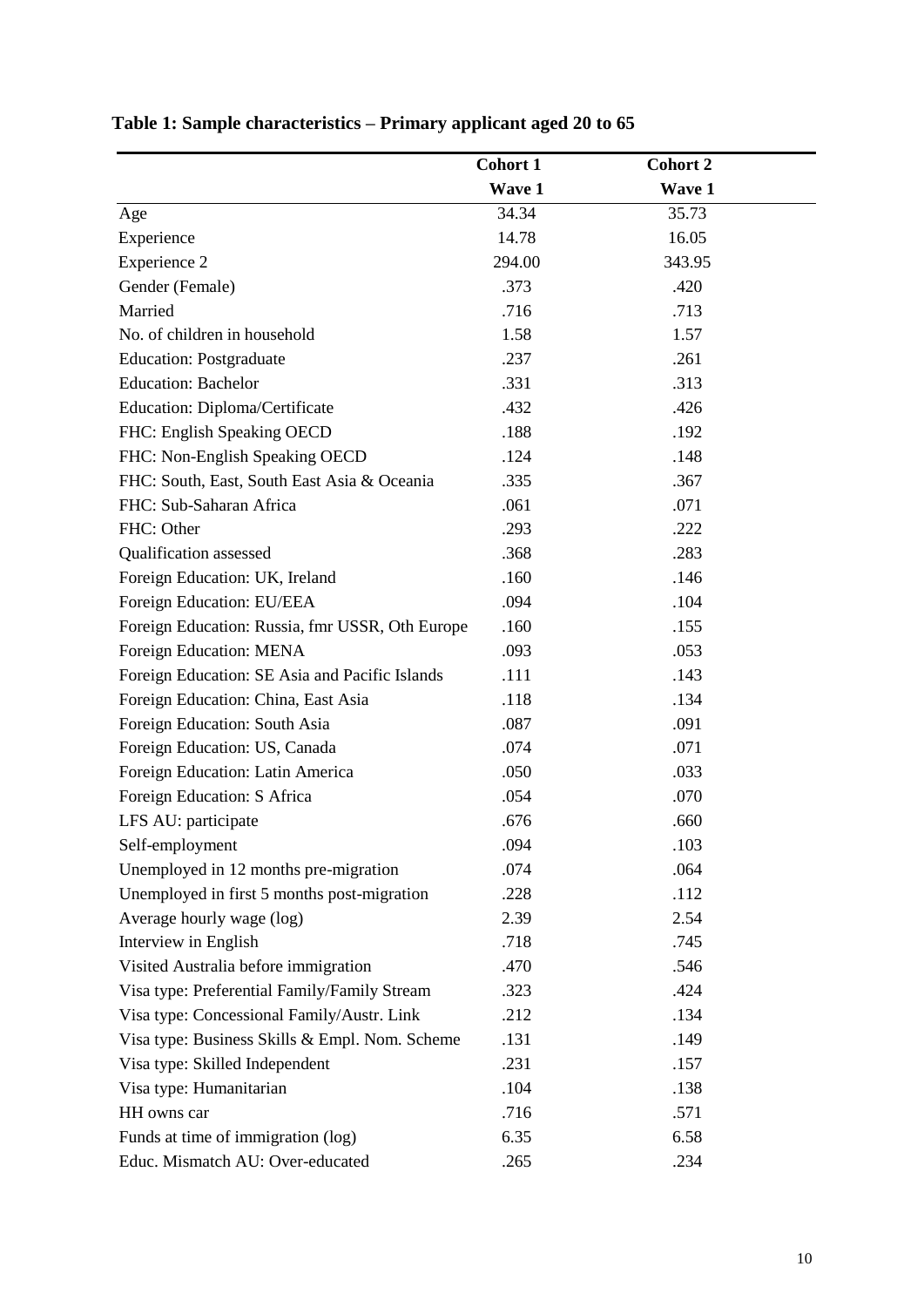**Table 1: Sample characteristics – Primary applicant aged 20 to 65**

| | Cohort 1 | Cohort 2 |
|---|---|---|
| | Wave 1 | Wave 1 |
| Age | 34.34 | 35.73 |
| Experience | 14.78 | 16.05 |
| Experience 2 | 294.00 | 343.95 |
| Gender (Female) | .373 | .420 |
| Married | .716 | .713 |
| No. of children in household | 1.58 | 1.57 |
| Education: Postgraduate | .237 | .261 |
| Education: Bachelor | .331 | .313 |
| Education: Diploma/Certificate | .432 | .426 |
| FHC: English Speaking OECD | .188 | .192 |
| FHC: Non-English Speaking OECD | .124 | .148 |
| FHC: South, East, South East Asia & Oceania | .335 | .367 |
| FHC: Sub-Saharan Africa | .061 | .071 |
| FHC: Other | .293 | .222 |
| Qualification assessed | .368 | .283 |
| Foreign Education: UK, Ireland | .160 | .146 |
| Foreign Education: EU/EEA | .094 | .104 |
| Foreign Education: Russia, fmr USSR, Oth Europe | .160 | .155 |
| Foreign Education: MENA | .093 | .053 |
| Foreign Education: SE Asia and Pacific Islands | .111 | .143 |
| Foreign Education: China, East Asia | .118 | .134 |
| Foreign Education: South Asia | .087 | .091 |
| Foreign Education: US, Canada | .074 | .071 |
| Foreign Education: Latin America | .050 | .033 |
| Foreign Education: S Africa | .054 | .070 |
| LFS AU: participate | .676 | .660 |
| Self-employment | .094 | .103 |
| Unemployed in 12 months pre-migration | .074 | .064 |
| Unemployed in first 5 months post-migration | .228 | .112 |
| Average hourly wage (log) | 2.39 | 2.54 |
| Interview in English | .718 | .745 |
| Visited Australia before immigration | .470 | .546 |
| Visa type: Preferential Family/Family Stream | .323 | .424 |
| Visa type: Concessional Family/Austr. Link | .212 | .134 |
| Visa type: Business Skills & Empl. Nom. Scheme | .131 | .149 |
| Visa type: Skilled Independent | .231 | .157 |
| Visa type: Humanitarian | .104 | .138 |
| HH owns car | .716 | .571 |
| Funds at time of immigration (log) | 6.35 | 6.58 |
| Educ. Mismatch AU: Over-educated | .265 | .234 |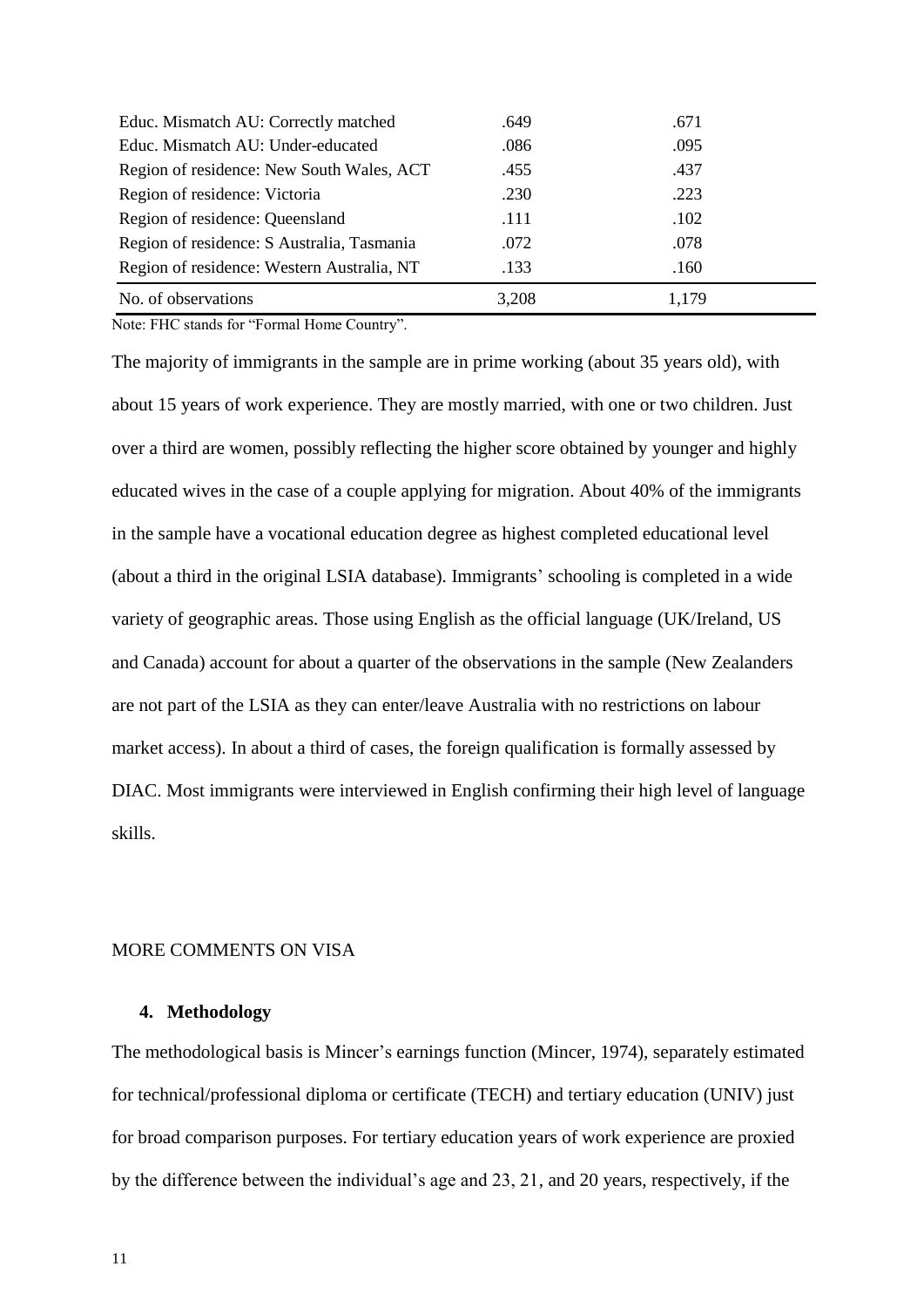| | | |
|---|---|---|
| Educ. Mismatch AU: Correctly matched | .649 | .671 |
| Educ. Mismatch AU: Under-educated | .086 | .095 |
| Region of residence: New South Wales, ACT | .455 | .437 |
| Region of residence: Victoria | .230 | .223 |
| Region of residence: Queensland | .111 | .102 |
| Region of residence: S Australia, Tasmania | .072 | .078 |
| Region of residence: Western Australia, NT | .133 | .160 |
| No. of observations | 3,208 | 1,179 |

Note: FHC stands for "Formal Home Country".

The majority of immigrants in the sample are in prime working (about 35 years old), with about 15 years of work experience. They are mostly married, with one or two children. Just over a third are women, possibly reflecting the higher score obtained by younger and highly educated wives in the case of a couple applying for migration. About 40% of the immigrants in the sample have a vocational education degree as highest completed educational level (about a third in the original LSIA database). Immigrants' schooling is completed in a wide variety of geographic areas. Those using English as the official language (UK/Ireland, US and Canada) account for about a quarter of the observations in the sample (New Zealanders are not part of the LSIA as they can enter/leave Australia with no restrictions on labour market access). In about a third of cases, the foreign qualification is formally assessed by DIAC. Most immigrants were interviewed in English confirming their high level of language skills.

MORE COMMENTS ON VISA

## 4. Methodology

The methodological basis is Mincer's earnings function (Mincer, 1974), separately estimated for technical/professional diploma or certificate (TECH) and tertiary education (UNIV) just for broad comparison purposes. For tertiary education years of work experience are proxied by the difference between the individual's age and 23, 21, and 20 years, respectively, if the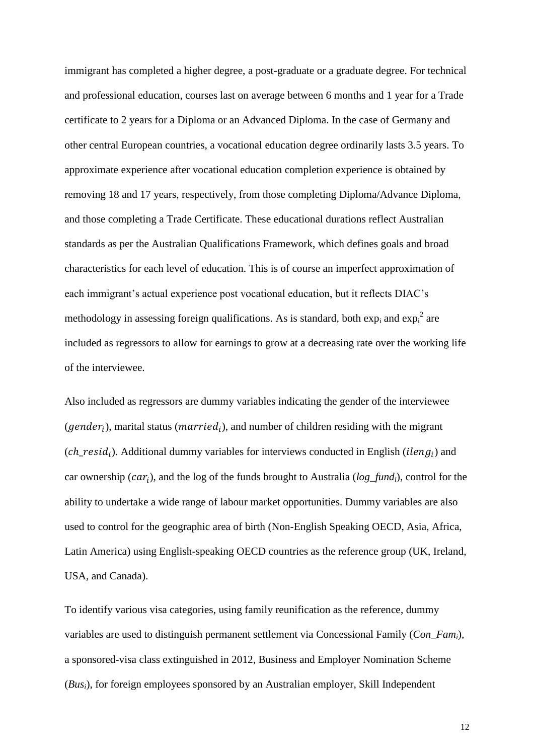immigrant has completed a higher degree, a post-graduate or a graduate degree. For technical and professional education, courses last on average between 6 months and 1 year for a Trade certificate to 2 years for a Diploma or an Advanced Diploma. In the case of Germany and other central European countries, a vocational education degree ordinarily lasts 3.5 years. To approximate experience after vocational education completion experience is obtained by removing 18 and 17 years, respectively, from those completing Diploma/Advance Diploma, and those completing a Trade Certificate. These educational durations reflect Australian standards as per the Australian Qualifications Framework, which defines goals and broad characteristics for each level of education. This is of course an imperfect approximation of each immigrant's actual experience post vocational education, but it reflects DIAC's methodology in assessing foreign qualifications. As is standard, both $exp_i$ and $exp_i^2$ are included as regressors to allow for earnings to grow at a decreasing rate over the working life of the interviewee.

Also included as regressors are dummy variables indicating the gender of the interviewee ($gender_i$), marital status ($married_i$), and number of children residing with the migrant ($ch\_resid_i$). Additional dummy variables for interviews conducted in English ($ileng_i$) and car ownership ($car_i$), and the log of the funds brought to Australia ($log\_fund_i$), control for the ability to undertake a wide range of labour market opportunities. Dummy variables are also used to control for the geographic area of birth (Non-English Speaking OECD, Asia, Africa, Latin America) using English-speaking OECD countries as the reference group (UK, Ireland, USA, and Canada).

To identify various visa categories, using family reunification as the reference, dummy variables are used to distinguish permanent settlement via Concessional Family ($Con\_Fam_i$), a sponsored-visa class extinguished in 2012, Business and Employer Nomination Scheme ($Bus_i$), for foreign employees sponsored by an Australian employer, Skill Independent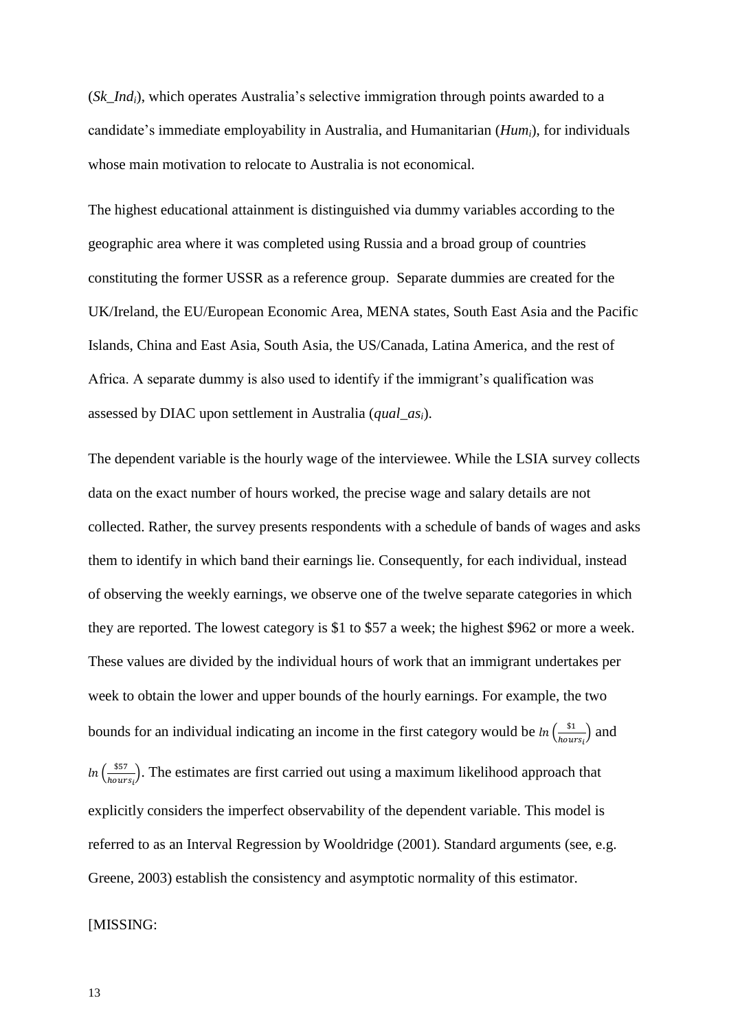($Sk\_Ind_i$), which operates Australia's selective immigration through points awarded to a candidate's immediate employability in Australia, and Humanitarian ($Hum_i$), for individuals whose main motivation to relocate to Australia is not economical.

The highest educational attainment is distinguished via dummy variables according to the geographic area where it was completed using Russia and a broad group of countries constituting the former USSR as a reference group. Separate dummies are created for the UK/Ireland, the EU/European Economic Area, MENA states, South East Asia and the Pacific Islands, China and East Asia, South Asia, the US/Canada, Latina America, and the rest of Africa. A separate dummy is also used to identify if the immigrant's qualification was assessed by DIAC upon settlement in Australia ($qual\_as_i$).

The dependent variable is the hourly wage of the interviewee. While the LSIA survey collects data on the exact number of hours worked, the precise wage and salary details are not collected. Rather, the survey presents respondents with a schedule of bands of wages and asks them to identify in which band their earnings lie. Consequently, for each individual, instead of observing the weekly earnings, we observe one of the twelve separate categories in which they are reported. The lowest category is \$1 to \$57 a week; the highest \$962 or more a week. These values are divided by the individual hours of work that an immigrant undertakes per week to obtain the lower and upper bounds of the hourly earnings. For example, the two bounds for an individual indicating an income in the first category would be $ln\left(\frac{\$1}{hours_i}\right)$ and $ln\left(\frac{\$57}{hours_i}\right)$. The estimates are first carried out using a maximum likelihood approach that explicitly considers the imperfect observability of the dependent variable. This model is referred to as an Interval Regression by Wooldridge (2001). Standard arguments (see, e.g. Greene, 2003) establish the consistency and asymptotic normality of this estimator.

[MISSING: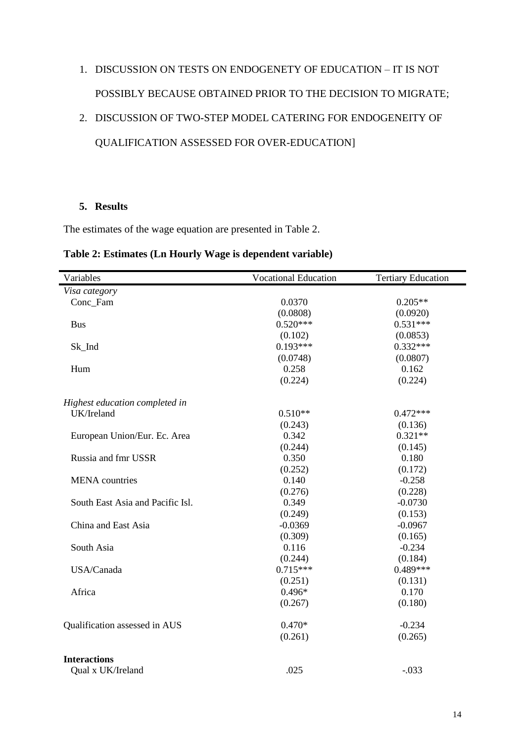1. DISCUSSION ON TESTS ON ENDOGENETY OF EDUCATION – IT IS NOT POSSIBLY BECAUSE OBTAINED PRIOR TO THE DECISION TO MIGRATE;
2. DISCUSSION OF TWO-STEP MODEL CATERING FOR ENDOGENEITY OF QUALIFICATION ASSESSED FOR OVER-EDUCATION]

## 5. Results

The estimates of the wage equation are presented in Table 2.

**Table 2: Estimates (Ln Hourly Wage is dependent variable)**

| Variables | Vocational Education | Tertiary Education |
|---|---|---|
| *Visa category* | | |
| Conc_Fam | 0.0370 | 0.205** |
| | (0.0808) | (0.0920) |
| Bus | 0.520*** | 0.531*** |
| | (0.102) | (0.0853) |
| Sk_Ind | 0.193*** | 0.332*** |
| | (0.0748) | (0.0807) |
| Hum | 0.258 | 0.162 |
| | (0.224) | (0.224) |
| *Highest education completed in* | | |
| UK/Ireland | 0.510** | 0.472*** |
| | (0.243) | (0.136) |
| European Union/Eur. Ec. Area | 0.342 | 0.321** |
| | (0.244) | (0.145) |
| Russia and fmr USSR | 0.350 | 0.180 |
| | (0.252) | (0.172) |
| MENA countries | 0.140 | -0.258 |
| | (0.276) | (0.228) |
| South East Asia and Pacific Isl. | 0.349 | -0.0730 |
| | (0.249) | (0.153) |
| China and East Asia | -0.0369 | -0.0967 |
| | (0.309) | (0.165) |
| South Asia | 0.116 | -0.234 |
| | (0.244) | (0.184) |
| USA/Canada | 0.715*** | 0.489*** |
| | (0.251) | (0.131) |
| Africa | 0.496* | 0.170 |
| | (0.267) | (0.180) |
| Qualification assessed in AUS | 0.470* | -0.234 |
| | (0.261) | (0.265) |
| **Interactions** | | |
| Qual x UK/Ireland | .025 | -.033 |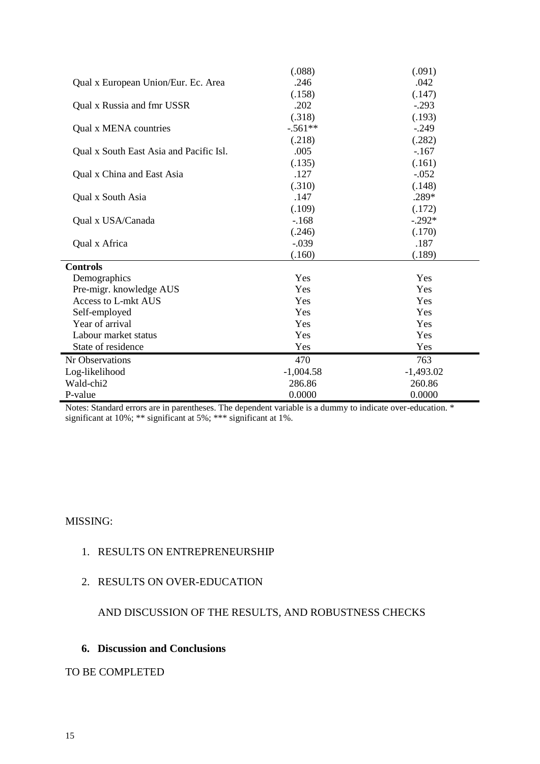| | | |
|---|---|---|
| | (.088) | (.091) |
| Qual x European Union/Eur. Ec. Area | .246 | .042 |
| | (.158) | (.147) |
| Qual x Russia and fmr USSR | .202 | -.293 |
| | (.318) | (.193) |
| Qual x MENA countries | -.561** | -.249 |
| | (.218) | (.282) |
| Qual x South East Asia and Pacific Isl. | .005 | -.167 |
| | (.135) | (.161) |
| Qual x China and East Asia | .127 | -.052 |
| | (.310) | (.148) |
| Qual x South Asia | .147 | .289* |
| | (.109) | (.172) |
| Qual x USA/Canada | -.168 | -.292* |
| | (.246) | (.170) |
| Qual x Africa | -.039 | .187 |
| | (.160) | (.189) |
| **Controls** | | |
| Demographics | Yes | Yes |
| Pre-migr. knowledge AUS | Yes | Yes |
| Access to L-mkt AUS | Yes | Yes |
| Self-employed | Yes | Yes |
| Year of arrival | Yes | Yes |
| Labour market status | Yes | Yes |
| State of residence | Yes | Yes |
| Nr Observations | 470 | 763 |
| Log-likelihood | -1,004.58 | -1,493.02 |
| Wald-chi2 | 286.86 | 260.86 |
| P-value | 0.0000 | 0.0000 |

Notes: Standard errors are in parentheses. The dependent variable is a dummy to indicate over-education. * significant at 10%; ** significant at 5%; *** significant at 1%.

MISSING:

1. RESULTS ON ENTREPRENEURSHIP

2. RESULTS ON OVER-EDUCATION

   AND DISCUSSION OF THE RESULTS, AND ROBUSTNESS CHECKS

## 6. Discussion and Conclusions

TO BE COMPLETED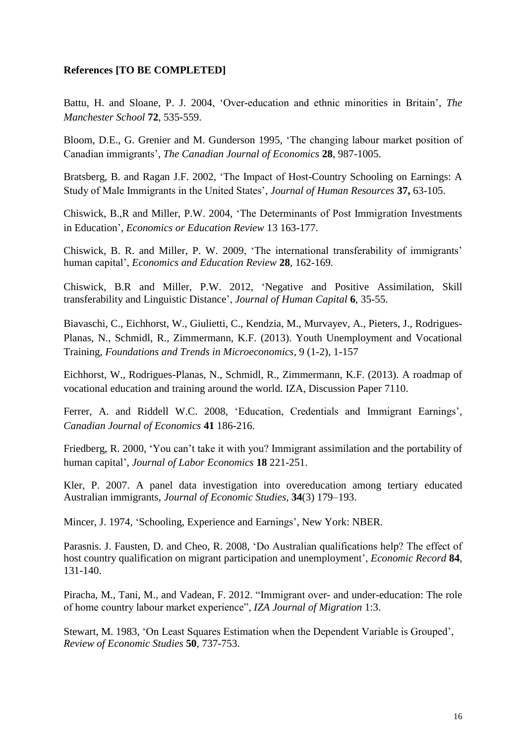**References [TO BE COMPLETED]**

Battu, H. and Sloane, P. J. 2004, 'Over-education and ethnic minorities in Britain', *The Manchester School* **72**, 535-559.

Bloom, D.E., G. Grenier and M. Gunderson 1995, 'The changing labour market position of Canadian immigrants', *The Canadian Journal of Economics* **28**, 987-1005.

Bratsberg, B. and Ragan J.F. 2002, 'The Impact of Host-Country Schooling on Earnings: A Study of Male Immigrants in the United States', *Journal of Human Resources* **37,** 63-105.

Chiswick, B.,R and Miller, P.W. 2004, 'The Determinants of Post Immigration Investments in Education', *Economics or Education Review* 13 163-177.

Chiswick, B. R. and Miller, P. W. 2009, 'The international transferability of immigrants' human capital', *Economics and Education Review* **28**, 162-169.

Chiswick, B.R and Miller, P.W. 2012, 'Negative and Positive Assimilation, Skill transferability and Linguistic Distance', *Journal of Human Capital* **6**, 35-55.

Biavaschi, C., Eichhorst, W., Giulietti, C., Kendzia, M., Murvayev, A., Pieters, J., Rodrigues-Planas, N., Schmidl, R., Zimmermann, K.F. (2013). Youth Unemployment and Vocational Training, *Foundations and Trends in Microeconomics*, 9 (1-2), 1-157

Eichhorst, W., Rodrigues-Planas, N., Schmidl, R., Zimmermann, K.F. (2013). A roadmap of vocational education and training around the world. IZA, Discussion Paper 7110.

Ferrer, A. and Riddell W.C. 2008, 'Education, Credentials and Immigrant Earnings', *Canadian Journal of Economics* **41** 186-216.

Friedberg, R. 2000, 'You can't take it with you? Immigrant assimilation and the portability of human capital', *Journal of Labor Economics* **18** 221-251.

Kler, P. 2007. A panel data investigation into overeducation among tertiary educated Australian immigrants, *Journal of Economic Studies*, **34**(3) 179–193.

Mincer, J. 1974, 'Schooling, Experience and Earnings', New York: NBER.

Parasnis. J. Fausten, D. and Cheo, R. 2008, 'Do Australian qualifications help? The effect of host country qualification on migrant participation and unemployment', *Economic Record* **84**, 131-140.

Piracha, M., Tani, M., and Vadean, F. 2012. "Immigrant over- and under-education: The role of home country labour market experience", *IZA Journal of Migration* 1:3.

Stewart, M. 1983, 'On Least Squares Estimation when the Dependent Variable is Grouped', *Review of Economic Studies* **50**, 737-753.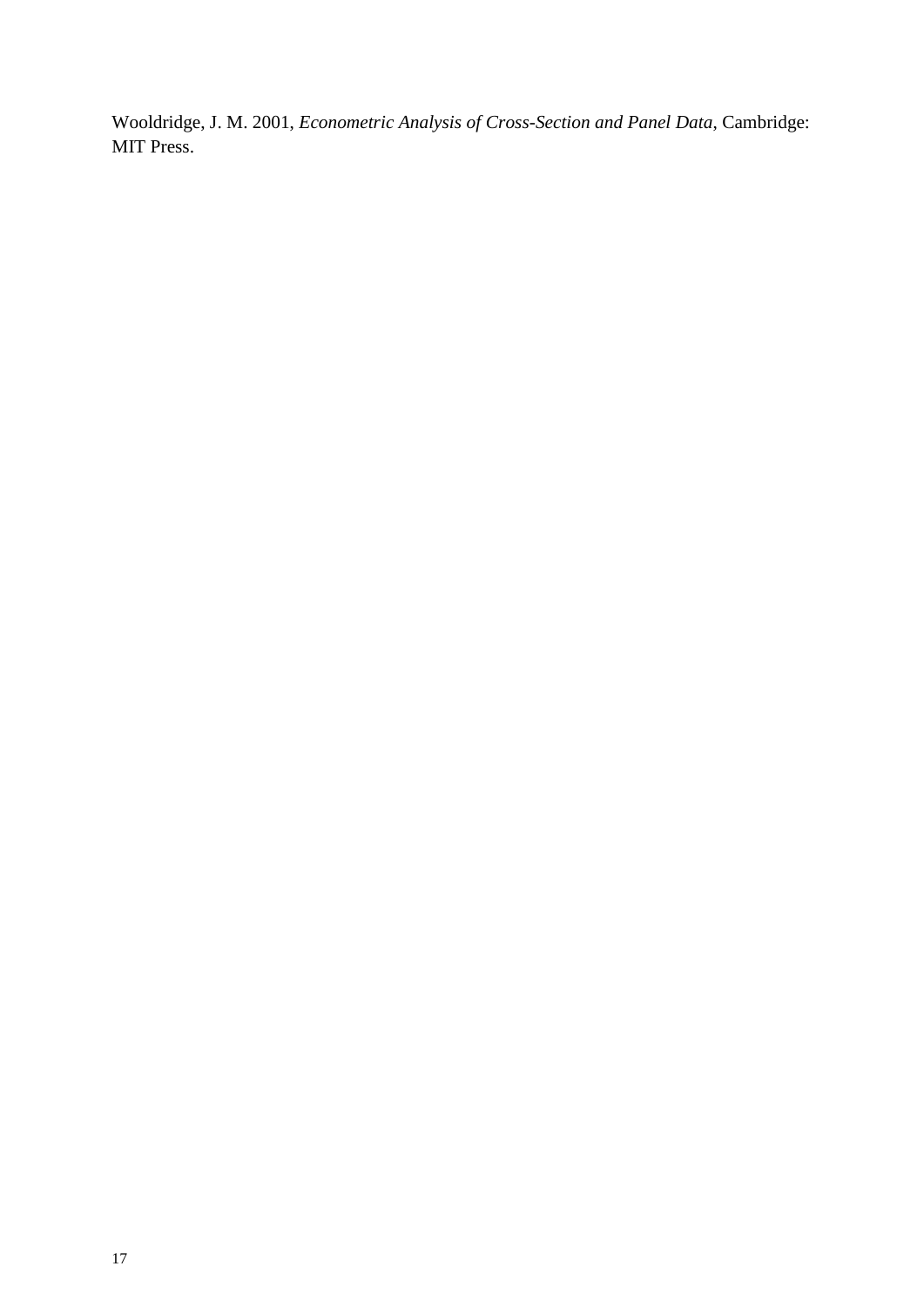Wooldridge, J. M. 2001, *Econometric Analysis of Cross-Section and Panel Data*, Cambridge: MIT Press.